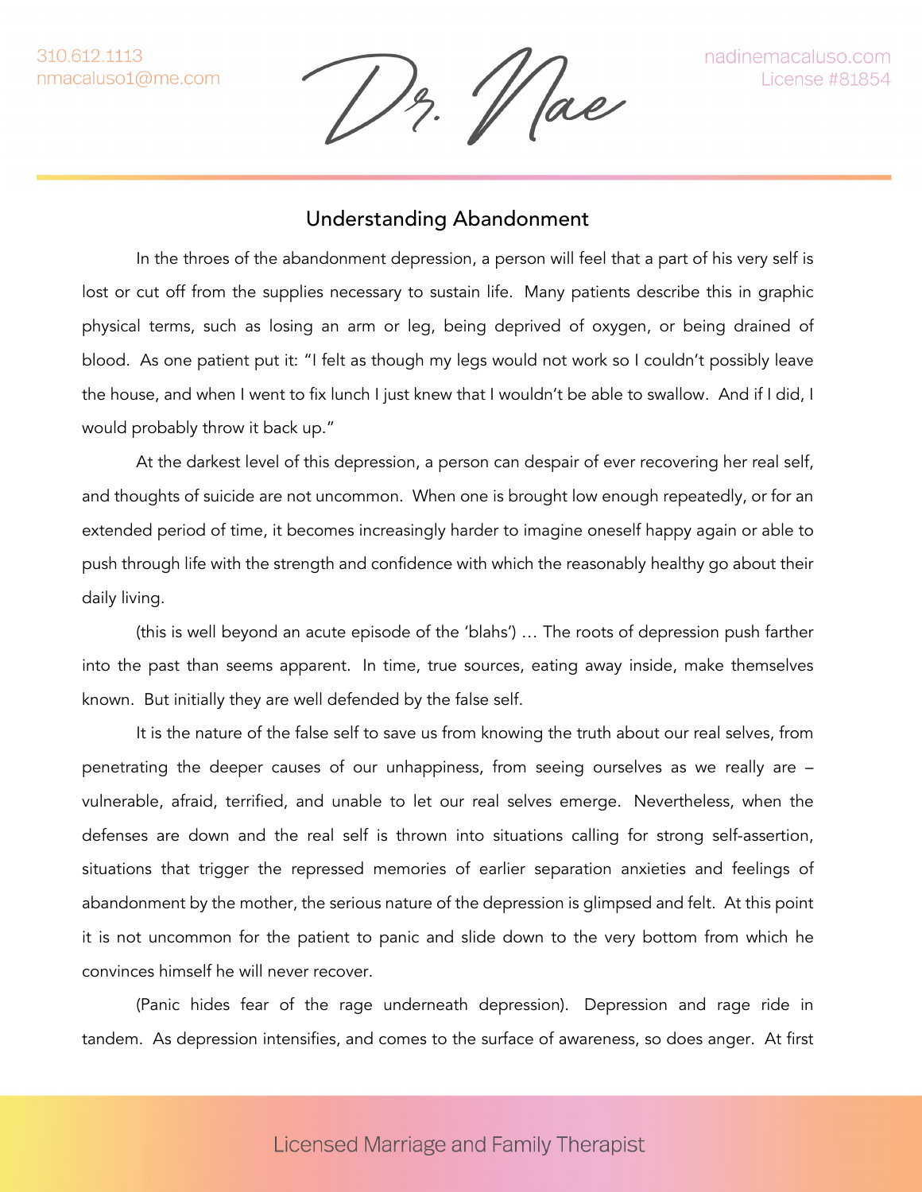# Understanding Abandonment

In the throes of the abandonment depression, a person will feel that a part of his very self is lost or cut off from the supplies necessary to sustain life. Many patients describe this in graphic physical terms, such as losing an arm or leg, being deprived of oxygen, or being drained of blood. As one patient put it: "I felt as though my legs would not work so I couldn't possibly leave the house, and when I went to fix lunch I just knew that I wouldn't be able to swallow. And if I did, I would probably throw it back up."

At the darkest level of this depression, a person can despair of ever recovering her real self, and thoughts of suicide are not uncommon. When one is brought low enough repeatedly, or for an extended period of time, it becomes increasingly harder to imagine oneself happy again or able to push through life with the strength and confidence with which the reasonably healthy go about their daily living.

(this is well beyond an acute episode of the 'blahs') … The roots of depression push farther into the past than seems apparent. In time, true sources, eating away inside, make themselves known. But initially they are well defended by the false self.

It is the nature of the false self to save us from knowing the truth about our real selves, from penetrating the deeper causes of our unhappiness, from seeing ourselves as we really are – vulnerable, afraid, terrified, and unable to let our real selves emerge. Nevertheless, when the defenses are down and the real self is thrown into situations calling for strong self-assertion, situations that trigger the repressed memories of earlier separation anxieties and feelings of abandonment by the mother, the serious nature of the depression is glimpsed and felt. At this point it is not uncommon for the patient to panic and slide down to the very bottom from which he convinces himself he will never recover.

(Panic hides fear of the rage underneath depression). Depression and rage ride in tandem. As depression intensifies, and comes to the surface of awareness, so does anger. At first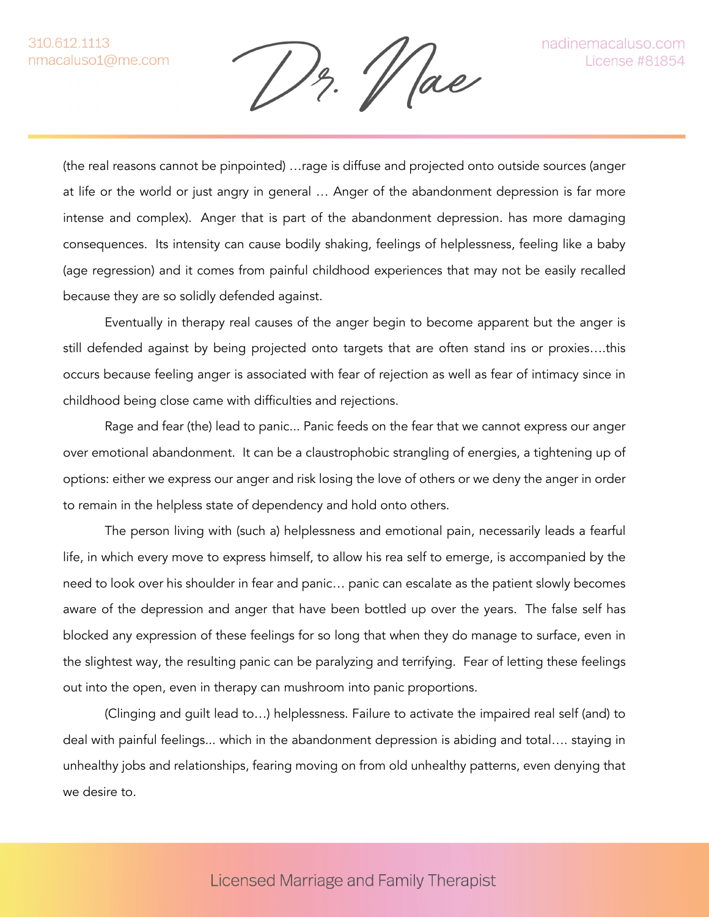(the real reasons cannot be pinpointed) …rage is diffuse and projected onto outside sources (anger at life or the world or just angry in general … Anger of the abandonment depression is far more intense and complex). Anger that is part of the abandonment depression. has more damaging consequences. Its intensity can cause bodily shaking, feelings of helplessness, feeling like a baby (age regression) and it comes from painful childhood experiences that may not be easily recalled because they are so solidly defended against.

Eventually in therapy real causes of the anger begin to become apparent but the anger is still defended against by being projected onto targets that are often stand ins or proxies….this occurs because feeling anger is associated with fear of rejection as well as fear of intimacy since in childhood being close came with difficulties and rejections.

Rage and fear (the) lead to panic... Panic feeds on the fear that we cannot express our anger over emotional abandonment. It can be a claustrophobic strangling of energies, a tightening up of options: either we express our anger and risk losing the love of others or we deny the anger in order to remain in the helpless state of dependency and hold onto others.

The person living with (such a) helplessness and emotional pain, necessarily leads a fearful life, in which every move to express himself, to allow his rea self to emerge, is accompanied by the need to look over his shoulder in fear and panic… panic can escalate as the patient slowly becomes aware of the depression and anger that have been bottled up over the years. The false self has blocked any expression of these feelings for so long that when they do manage to surface, even in the slightest way, the resulting panic can be paralyzing and terrifying. Fear of letting these feelings out into the open, even in therapy can mushroom into panic proportions.

(Clinging and guilt lead to…) helplessness. Failure to activate the impaired real self (and) to deal with painful feelings... which in the abandonment depression is abiding and total…. staying in unhealthy jobs and relationships, fearing moving on from old unhealthy patterns, even denying that we desire to.